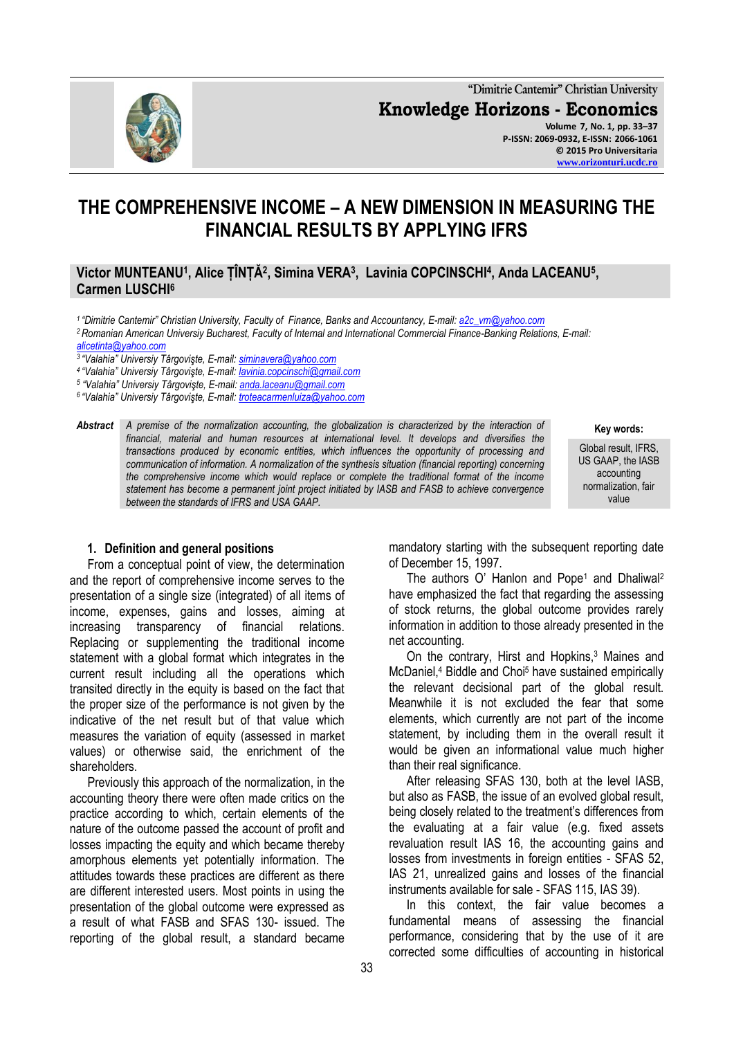# THE COMPREHENSIVE INCOME – A NEW DIMENSION IN MEASURING THE FINANCIAL RESULTS BY APPLYING IFRS

**Victor MUNTEANU[1], Alice ȚÎNȚĂ[2], Simina VERA[3], Lavinia COPCINSCHI[4], Anda LACEANU[5], Carmen LUSCHI[6]**

*[1] "Dimitrie Cantemir" Christian University, Faculty of Finance, Banks and Accountancy, E-mail: a2c_vm@yahoo.com*
*[2] Romanian American Universiy Bucharest, Faculty of Internal and International Commercial Finance-Banking Relations, E-mail: alicetinta@yahoo.com*
*[3] "Valahia" Universiy Târgoviște, E-mail: siminavera@yahoo.com*
*[4] "Valahia" Universiy Târgoviște, E-mail: lavinia.copcinschi@gmail.com*
*[5] "Valahia" Universiy Târgoviște, E-mail: anda.laceanu@gmail.com*
*[6] "Valahia" Universiy Târgoviște, E-mail: troteacarmenluiza@yahoo.com*

**Abstract** *A premise of the normalization accounting, the globalization is characterized by the interaction of financial, material and human resources at international level. It develops and diversifies the transactions produced by economic entities, which influences the opportunity of processing and communication of information. A normalization of the synthesis situation (financial reporting) concerning the comprehensive income which would replace or complete the traditional format of the income statement has become a permanent joint project initiated by IASB and FASB to achieve convergence between the standards of IFRS and USA GAAP.*

**Key words:** Global result, IFRS, US GAAP, the IASB accounting normalization, fair value

## 1. Definition and general positions

From a conceptual point of view, the determination and the report of comprehensive income serves to the presentation of a single size (integrated) of all items of income, expenses, gains and losses, aiming at increasing transparency of financial relations. Replacing or supplementing the traditional income statement with a global format which integrates in the current result including all the operations which transited directly in the equity is based on the fact that the proper size of the performance is not given by the indicative of the net result but of that value which measures the variation of equity (assessed in market values) or otherwise said, the enrichment of the shareholders.

Previously this approach of the normalization, in the accounting theory there were often made critics on the practice according to which, certain elements of the nature of the outcome passed the account of profit and losses impacting the equity and which became thereby amorphous elements yet potentially information. The attitudes towards these practices are different as there are different interested users. Most points in using the presentation of the global outcome were expressed as a result of what FASB and SFAS 130- issued. The reporting of the global result, a standard became mandatory starting with the subsequent reporting date of December 15, 1997.

The authors O' Hanlon and Pope[1] and Dhaliwal[2] have emphasized the fact that regarding the assessing of stock returns, the global outcome provides rarely information in addition to those already presented in the net accounting.

On the contrary, Hirst and Hopkins,[3] Maines and McDaniel,[4] Biddle and Choi[5] have sustained empirically the relevant decisional part of the global result. Meanwhile it is not excluded the fear that some elements, which currently are not part of the income statement, by including them in the overall result it would be given an informational value much higher than their real significance.

After releasing SFAS 130, both at the level IASB, but also as FASB, the issue of an evolved global result, being closely related to the treatment's differences from the evaluating at a fair value (e.g. fixed assets revaluation result IAS 16, the accounting gains and losses from investments in foreign entities - SFAS 52, IAS 21, unrealized gains and losses of the financial instruments available for sale - SFAS 115, IAS 39).

In this context, the fair value becomes a fundamental means of assessing the financial performance, considering that by the use of it are corrected some difficulties of accounting in historical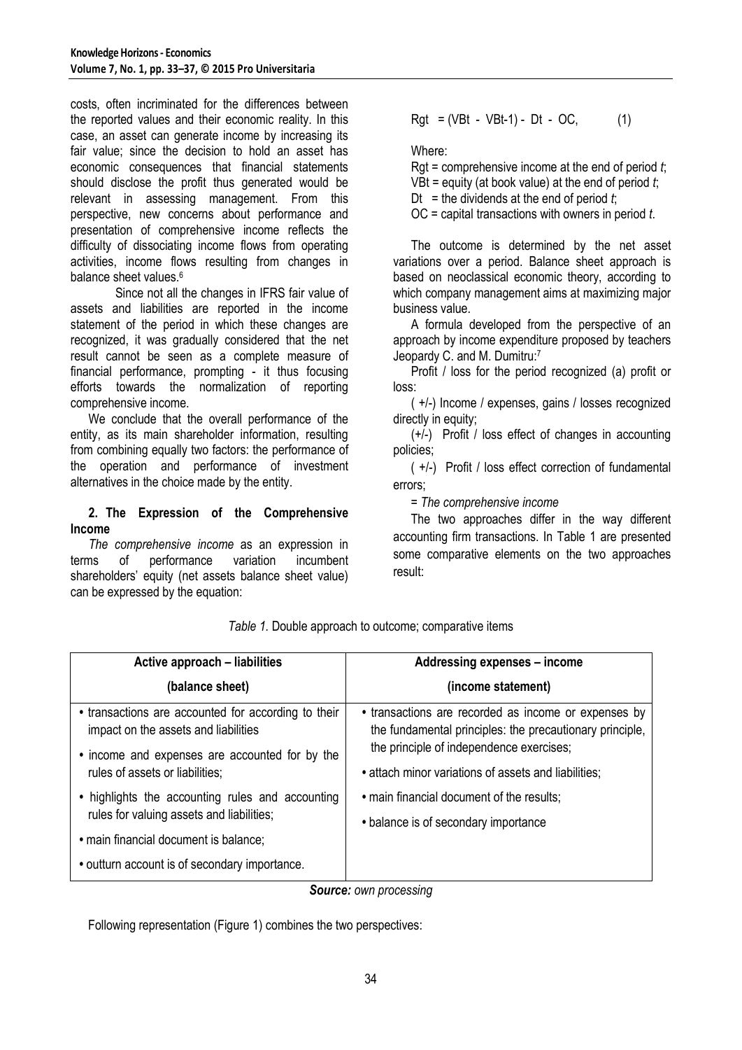costs, often incriminated for the differences between the reported values and their economic reality. In this case, an asset can generate income by increasing its fair value; since the decision to hold an asset has economic consequences that financial statements should disclose the profit thus generated would be relevant in assessing management. From this perspective, new concerns about performance and presentation of comprehensive income reflects the difficulty of dissociating income flows from operating activities, income flows resulting from changes in balance sheet values.[6]

Since not all the changes in IFRS fair value of assets and liabilities are reported in the income statement of the period in which these changes are recognized, it was gradually considered that the net result cannot be seen as a complete measure of financial performance, prompting - it thus focusing efforts towards the normalization of reporting comprehensive income.

We conclude that the overall performance of the entity, as its main shareholder information, resulting from combining equally two factors: the performance of the operation and performance of investment alternatives in the choice made by the entity.

## 2. The Expression of the Comprehensive Income

*The comprehensive income* as an expression in terms of performance variation incumbent shareholders' equity (net assets balance sheet value) can be expressed by the equation:

$$Rgt = (VBt - VBt\text{-}1) - Dt - OC, \qquad (1)$$

Where:

Rgt = comprehensive income at the end of period *t*;
VBt = equity (at book value) at the end of period *t*;
Dt = the dividends at the end of period *t*;
OC = capital transactions with owners in period *t*.

The outcome is determined by the net asset variations over a period. Balance sheet approach is based on neoclassical economic theory, according to which company management aims at maximizing major business value.

A formula developed from the perspective of an approach by income expenditure proposed by teachers Jeopardy C. and M. Dumitru:[7]

Profit / loss for the period recognized (a) profit or loss:

( +/-) Income / expenses, gains / losses recognized directly in equity;

(+/-) Profit / loss effect of changes in accounting policies;

( +/-) Profit / loss effect correction of fundamental errors;

= *The comprehensive income*

The two approaches differ in the way different accounting firm transactions. In Table 1 are presented some comparative elements on the two approaches result:

*Table 1.* Double approach to outcome; comparative items

| Active approach – liabilities (balance sheet) | Addressing expenses – income (income statement) |
|---|---|
| • transactions are accounted for according to their impact on the assets and liabilities<br>• income and expenses are accounted for by the rules of assets or liabilities;<br>• highlights the accounting rules and accounting rules for valuing assets and liabilities;<br>• main financial document is balance;<br>• outturn account is of secondary importance. | • transactions are recorded as income or expenses by the fundamental principles: the precautionary principle, the principle of independence exercises;<br>• attach minor variations of assets and liabilities;<br>• main financial document of the results;<br>• balance is of secondary importance |

***Source:*** *own processing*

Following representation (Figure 1) combines the two perspectives: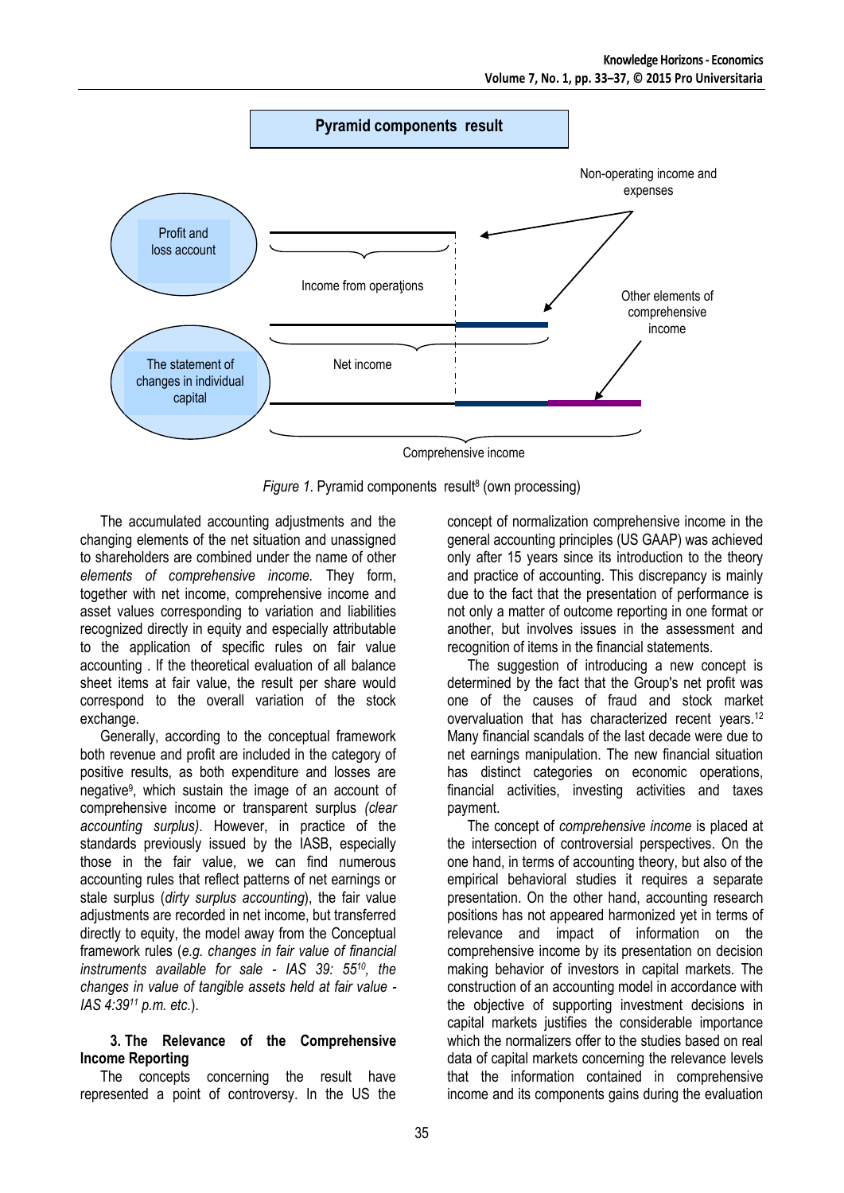**Pyramid components result**

Profit and loss account

The statement of changes in individual capital

Income from operations

Net income

Comprehensive income

Non-operating income and expenses

Other elements of comprehensive income

*Figure 1.* Pyramid components result[8] (own processing)

The accumulated accounting adjustments and the changing elements of the net situation and unassigned to shareholders are combined under the name of other *elements of comprehensive income.* They form, together with net income, comprehensive income and asset values corresponding to variation and liabilities recognized directly in equity and especially attributable to the application of specific rules on fair value accounting . If the theoretical evaluation of all balance sheet items at fair value, the result per share would correspond to the overall variation of the stock exchange.

Generally, according to the conceptual framework both revenue and profit are included in the category of positive results, as both expenditure and losses are negative[9], which sustain the image of an account of comprehensive income or transparent surplus *(clear accounting surplus)*. However, in practice of the standards previously issued by the IASB, especially those in the fair value, we can find numerous accounting rules that reflect patterns of net earnings or stale surplus (*dirty surplus accounting*), the fair value adjustments are recorded in net income, but transferred directly to equity, the model away from the Conceptual framework rules (*e.g. changes in fair value of financial instruments available for sale - IAS 39: 55*[10]*, the changes in value of tangible assets held at fair value - IAS 4:39*[11] *p.m. etc.*).

### 3. The Relevance of the Comprehensive Income Reporting

The concepts concerning the result have represented a point of controversy. In the US the concept of normalization comprehensive income in the general accounting principles (US GAAP) was achieved only after 15 years since its introduction to the theory and practice of accounting. This discrepancy is mainly due to the fact that the presentation of performance is not only a matter of outcome reporting in one format or another, but involves issues in the assessment and recognition of items in the financial statements.

The suggestion of introducing a new concept is determined by the fact that the Group's net profit was one of the causes of fraud and stock market overvaluation that has characterized recent years.[12] Many financial scandals of the last decade were due to net earnings manipulation. The new financial situation has distinct categories on economic operations, financial activities, investing activities and taxes payment.

The concept of *comprehensive income* is placed at the intersection of controversial perspectives. On the one hand, in terms of accounting theory, but also of the empirical behavioral studies it requires a separate presentation. On the other hand, accounting research positions has not appeared harmonized yet in terms of relevance and impact of information on the comprehensive income by its presentation on decision making behavior of investors in capital markets. The construction of an accounting model in accordance with the objective of supporting investment decisions in capital markets justifies the considerable importance which the normalizers offer to the studies based on real data of capital markets concerning the relevance levels that the information contained in comprehensive income and its components gains during the evaluation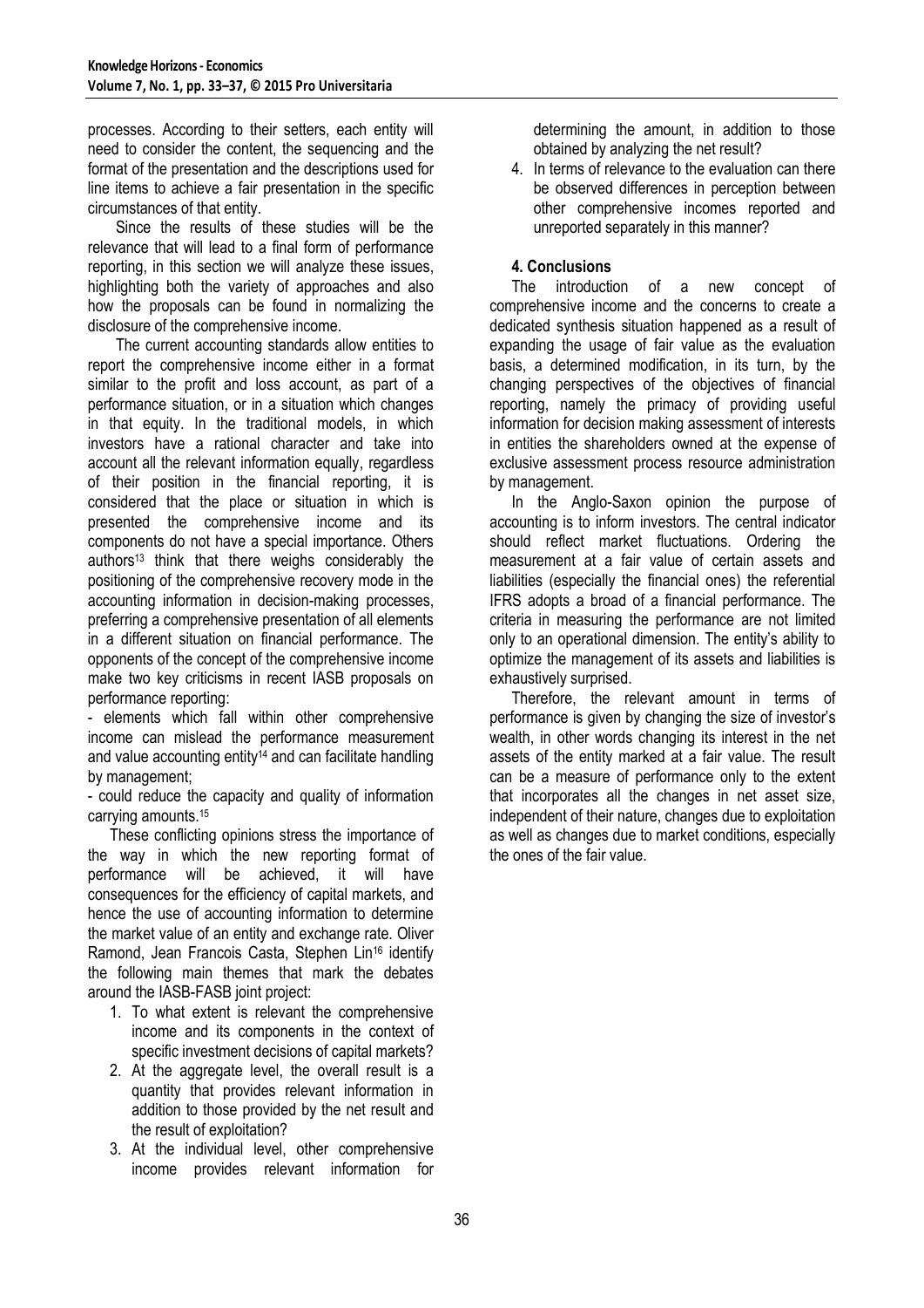processes. According to their setters, each entity will need to consider the content, the sequencing and the format of the presentation and the descriptions used for line items to achieve a fair presentation in the specific circumstances of that entity.

Since the results of these studies will be the relevance that will lead to a final form of performance reporting, in this section we will analyze these issues, highlighting both the variety of approaches and also how the proposals can be found in normalizing the disclosure of the comprehensive income.

The current accounting standards allow entities to report the comprehensive income either in a format similar to the profit and loss account, as part of a performance situation, or in a situation which changes in that equity. In the traditional models, in which investors have a rational character and take into account all the relevant information equally, regardless of their position in the financial reporting, it is considered that the place or situation in which is presented the comprehensive income and its components do not have a special importance. Others authors[13] think that there weighs considerably the positioning of the comprehensive recovery mode in the accounting information in decision-making processes, preferring a comprehensive presentation of all elements in a different situation on financial performance. The opponents of the concept of the comprehensive income make two key criticisms in recent IASB proposals on performance reporting:

- elements which fall within other comprehensive income can mislead the performance measurement and value accounting entity[14] and can facilitate handling by management;
- could reduce the capacity and quality of information carrying amounts.[15]

These conflicting opinions stress the importance of the way in which the new reporting format of performance will be achieved, it will have consequences for the efficiency of capital markets, and hence the use of accounting information to determine the market value of an entity and exchange rate. Oliver Ramond, Jean Francois Casta, Stephen Lin[16] identify the following main themes that mark the debates around the IASB-FASB joint project:

1. To what extent is relevant the comprehensive income and its components in the context of specific investment decisions of capital markets?
2. At the aggregate level, the overall result is a quantity that provides relevant information in addition to those provided by the net result and the result of exploitation?
3. At the individual level, other comprehensive income provides relevant information for determining the amount, in addition to those obtained by analyzing the net result?
4. In terms of relevance to the evaluation can there be observed differences in perception between other comprehensive incomes reported and unreported separately in this manner?

## 4. Conclusions

The introduction of a new concept of comprehensive income and the concerns to create a dedicated synthesis situation happened as a result of expanding the usage of fair value as the evaluation basis, a determined modification, in its turn, by the changing perspectives of the objectives of financial reporting, namely the primacy of providing useful information for decision making assessment of interests in entities the shareholders owned at the expense of exclusive assessment process resource administration by management.

In the Anglo-Saxon opinion the purpose of accounting is to inform investors. The central indicator should reflect market fluctuations. Ordering the measurement at a fair value of certain assets and liabilities (especially the financial ones) the referential IFRS adopts a broad of a financial performance. The criteria in measuring the performance are not limited only to an operational dimension. The entity's ability to optimize the management of its assets and liabilities is exhaustively surprised.

Therefore, the relevant amount in terms of performance is given by changing the size of investor's wealth, in other words changing its interest in the net assets of the entity marked at a fair value. The result can be a measure of performance only to the extent that incorporates all the changes in net asset size, independent of their nature, changes due to exploitation as well as changes due to market conditions, especially the ones of the fair value.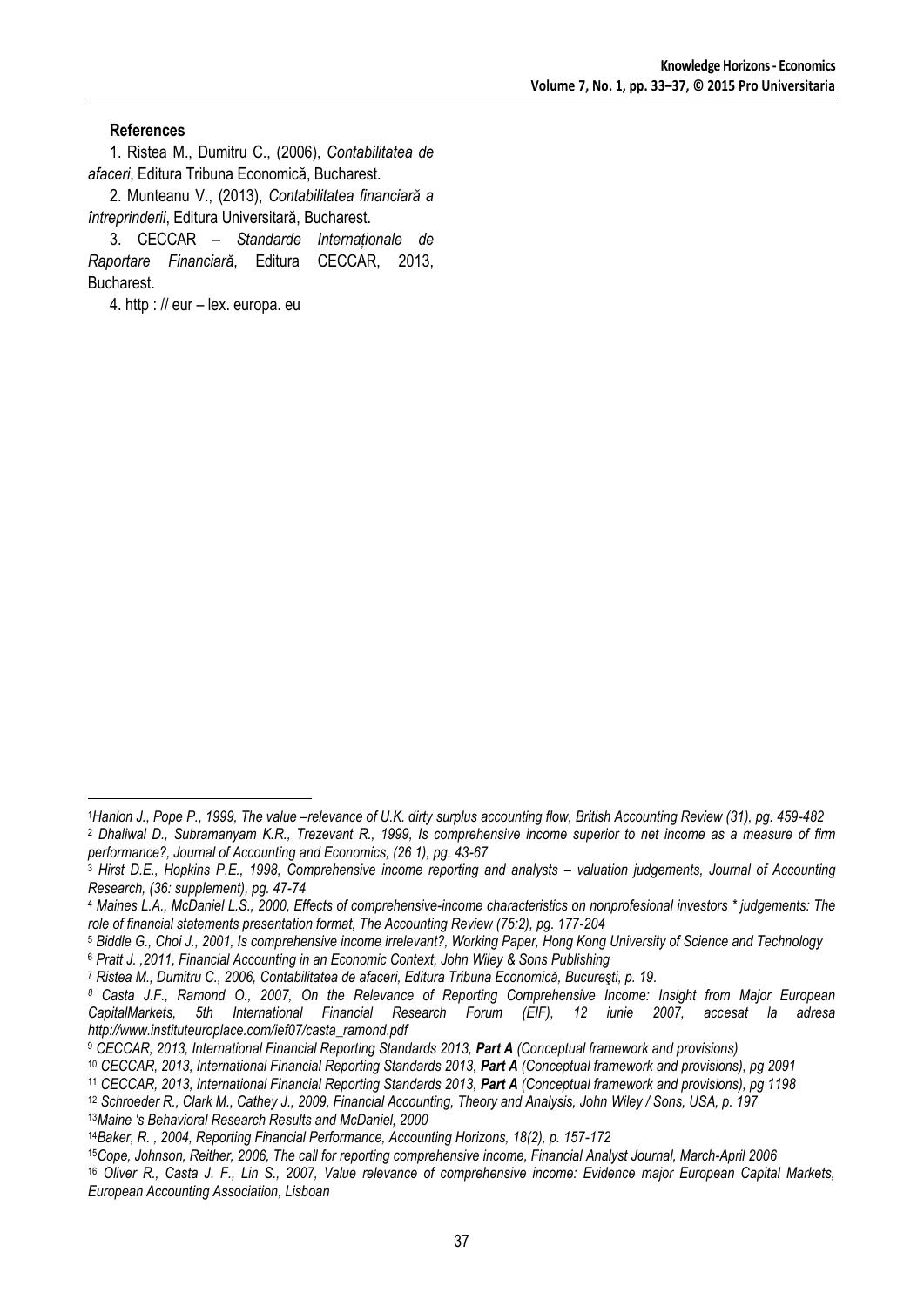**References**

1. Ristea M., Dumitru C., (2006), *Contabilitatea de afaceri*, Editura Tribuna Economică, Bucharest.

2. Munteanu V., (2013), *Contabilitatea financiară a întreprinderii*, Editura Universitară, Bucharest.

3. CECCAR – *Standarde Internaționale de Raportare Financiară*, Editura CECCAR, 2013, Bucharest.

4. http : // eur – lex. europa. eu

---

[1] *Hanlon J., Pope P., 1999, The value –relevance of U.K. dirty surplus accounting flow, British Accounting Review (31), pg. 459-482*

[2] *Dhaliwal D., Subramanyam K.R., Trezevant R., 1999, Is comprehensive income superior to net income as a measure of firm performance?, Journal of Accounting and Economics, (26 1), pg. 43-67*

[3] *Hirst D.E., Hopkins P.E., 1998, Comprehensive income reporting and analysts – valuation judgements, Journal of Accounting Research, (36: supplement), pg. 47-74*

[4] *Maines L.A., McDaniel L.S., 2000, Effects of comprehensive-income characteristics on nonprofesional investors * judgements: The role of financial statements presentation format, The Accounting Review (75:2), pg. 177-204*

[5] *Biddle G., Choi J., 2001, Is comprehensive income irrelevant?, Working Paper, Hong Kong University of Science and Technology*

[6] *Pratt J. ,2011, Financial Accounting in an Economic Context, John Wiley & Sons Publishing*

[7] *Ristea M., Dumitru C., 2006, Contabilitatea de afaceri, Editura Tribuna Economică, Bucureşti, p. 19.*

[8] *Casta J.F., Ramond O., 2007, On the Relevance of Reporting Comprehensive Income: Insight from Major European CapitalMarkets, 5th International Financial Research Forum (EIF), 12 iunie 2007, accesat la adresa http://www.instituteuroplace.com/ief07/casta_ramond.pdf*

[9] *CECCAR, 2013, International Financial Reporting Standards 2013, **Part A** (Conceptual framework and provisions)*

[10] *CECCAR, 2013, International Financial Reporting Standards 2013, **Part A** (Conceptual framework and provisions), pg 2091*

[11] *CECCAR, 2013, International Financial Reporting Standards 2013, **Part A** (Conceptual framework and provisions), pg 1198*

[12] *Schroeder R., Clark M., Cathey J., 2009, Financial Accounting, Theory and Analysis, John Wiley / Sons, USA, p. 197*

[13] *Maine 's Behavioral Research Results and McDaniel, 2000*

[14] *Baker, R. , 2004, Reporting Financial Performance, Accounting Horizons, 18(2), p. 157-172*

[15] *Cope, Johnson, Reither, 2006, The call for reporting comprehensive income, Financial Analyst Journal, March-April 2006*

[16] *Oliver R., Casta J. F., Lin S., 2007, Value relevance of comprehensive income: Evidence major European Capital Markets, European Accounting Association, Lisboan*